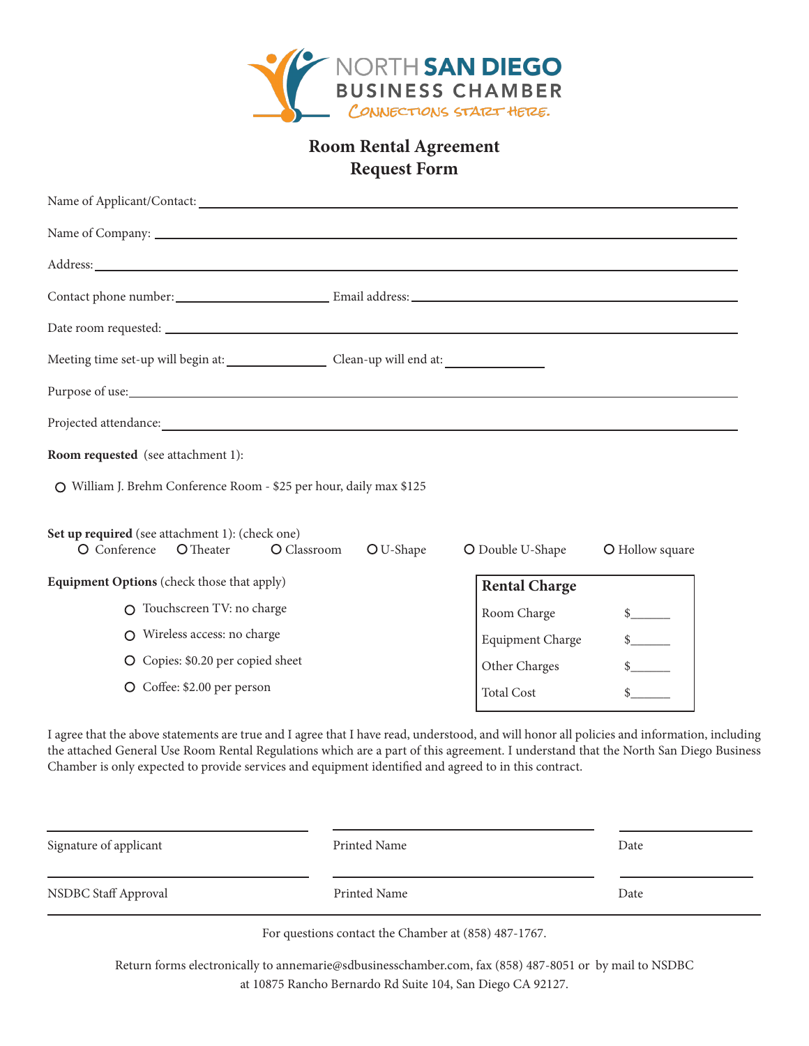NORTH SAN DIEGO BUSINESS CHAMBER
CONNECTIONS START HERE.

# Room Rental Agreement
# Request Form

Name of Applicant/Contact: ______________________________

Name of Company: ______________________________

Address: ______________________________

Contact phone number: ______________ Email address: ______________

Date room requested: ______________________________

Meeting time set-up will begin at: ______________ Clean-up will end at: ______________

Purpose of use: ______________________________

Projected attendance: ______________________________

**Room requested** (see attachment 1):

- O William J. Brehm Conference Room - $25 per hour, daily max $125

**Set up required** (see attachment 1): (check one)

O Conference O Theater O Classroom O U-Shape O Double U-Shape O Hollow square

**Equipment Options** (check those that apply)

- O Touchscreen TV: no charge
- O Wireless access: no charge
- O Copies: $0.20 per copied sheet
- O Coffee: $2.00 per person

| **Rental Charge** | |
|---|---|
| Room Charge | $______ |
| Equipment Charge | $______ |
| Other Charges | $______ |
| Total Cost | $______ |

I agree that the above statements are true and I agree that I have read, understood, and will honor all policies and information, including the attached General Use Room Rental Regulations which are a part of this agreement. I understand that the North San Diego Business Chamber is only expected to provide services and equipment identified and agreed to in this contract.

| ______________________ | ______________________ | __________ |
|---|---|---|
| Signature of applicant | Printed Name | Date |
| ______________________ | ______________________ | __________ |
| NSDBC Staff Approval | Printed Name | Date |

For questions contact the Chamber at (858) 487-1767.

Return forms electronically to annemarie@sdbusinesschamber.com, fax (858) 487-8051 or by mail to NSDBC at 10875 Rancho Bernardo Rd Suite 104, San Diego CA 92127.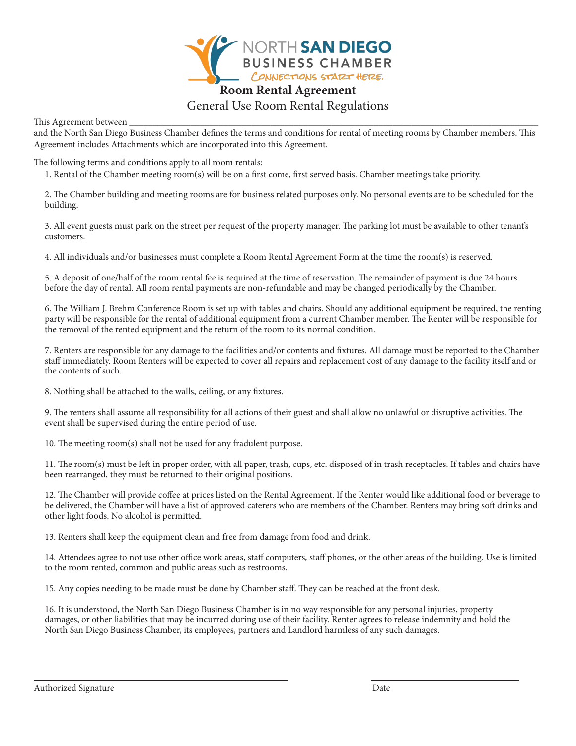NORTH SAN DIEGO BUSINESS CHAMBER
CONNECTIONS START HERE.

# Room Rental Agreement

## General Use Room Rental Regulations

This Agreement between ___________________________________________________________________________
and the North San Diego Business Chamber defines the terms and conditions for rental of meeting rooms by Chamber members. This Agreement includes Attachments which are incorporated into this Agreement.

The following terms and conditions apply to all room rentals:

1. Rental of the Chamber meeting room(s) will be on a first come, first served basis. Chamber meetings take priority.

2. The Chamber building and meeting rooms are for business related purposes only. No personal events are to be scheduled for the building.

3. All event guests must park on the street per request of the property manager. The parking lot must be available to other tenant's customers.

4. All individuals and/or businesses must complete a Room Rental Agreement Form at the time the room(s) is reserved.

5. A deposit of one/half of the room rental fee is required at the time of reservation. The remainder of payment is due 24 hours before the day of rental. All room rental payments are non-refundable and may be changed periodically by the Chamber.

6. The William J. Brehm Conference Room is set up with tables and chairs. Should any additional equipment be required, the renting party will be responsible for the rental of additional equipment from a current Chamber member. The Renter will be responsible for the removal of the rented equipment and the return of the room to its normal condition.

7. Renters are responsible for any damage to the facilities and/or contents and fixtures. All damage must be reported to the Chamber staff immediately. Room Renters will be expected to cover all repairs and replacement cost of any damage to the facility itself and or the contents of such.

8. Nothing shall be attached to the walls, ceiling, or any fixtures.

9. The renters shall assume all responsibility for all actions of their guest and shall allow no unlawful or disruptive activities. The event shall be supervised during the entire period of use.

10. The meeting room(s) shall not be used for any fradulent purpose.

11. The room(s) must be left in proper order, with all paper, trash, cups, etc. disposed of in trash receptacles. If tables and chairs have been rearranged, they must be returned to their original positions.

12. The Chamber will provide coffee at prices listed on the Rental Agreement. If the Renter would like additional food or beverage to be delivered, the Chamber will have a list of approved caterers who are members of the Chamber. Renters may bring soft drinks and other light foods. No alcohol is permitted.

13. Renters shall keep the equipment clean and free from damage from food and drink.

14. Attendees agree to not use other office work areas, staff computers, staff phones, or the other areas of the building. Use is limited to the room rented, common and public areas such as restrooms.

15. Any copies needing to be made must be done by Chamber staff. They can be reached at the front desk.

16. It is understood, the North San Diego Business Chamber is in no way responsible for any personal injuries, property damages, or other liabilities that may be incurred during use of their facility. Renter agrees to release indemnity and hold the North San Diego Business Chamber, its employees, partners and Landlord harmless of any such damages.

_______________________________________ &nbsp;&nbsp;&nbsp;&nbsp;&nbsp;&nbsp;&nbsp; _______________________
Authorized Signature &nbsp;&nbsp;&nbsp;&nbsp;&nbsp;&nbsp;&nbsp;&nbsp;&nbsp;&nbsp;&nbsp;&nbsp;&nbsp;&nbsp;&nbsp;&nbsp;&nbsp;&nbsp;&nbsp;&nbsp;&nbsp;&nbsp;&nbsp;&nbsp;&nbsp;&nbsp;&nbsp;&nbsp;&nbsp;&nbsp;&nbsp;&nbsp;&nbsp;&nbsp; Date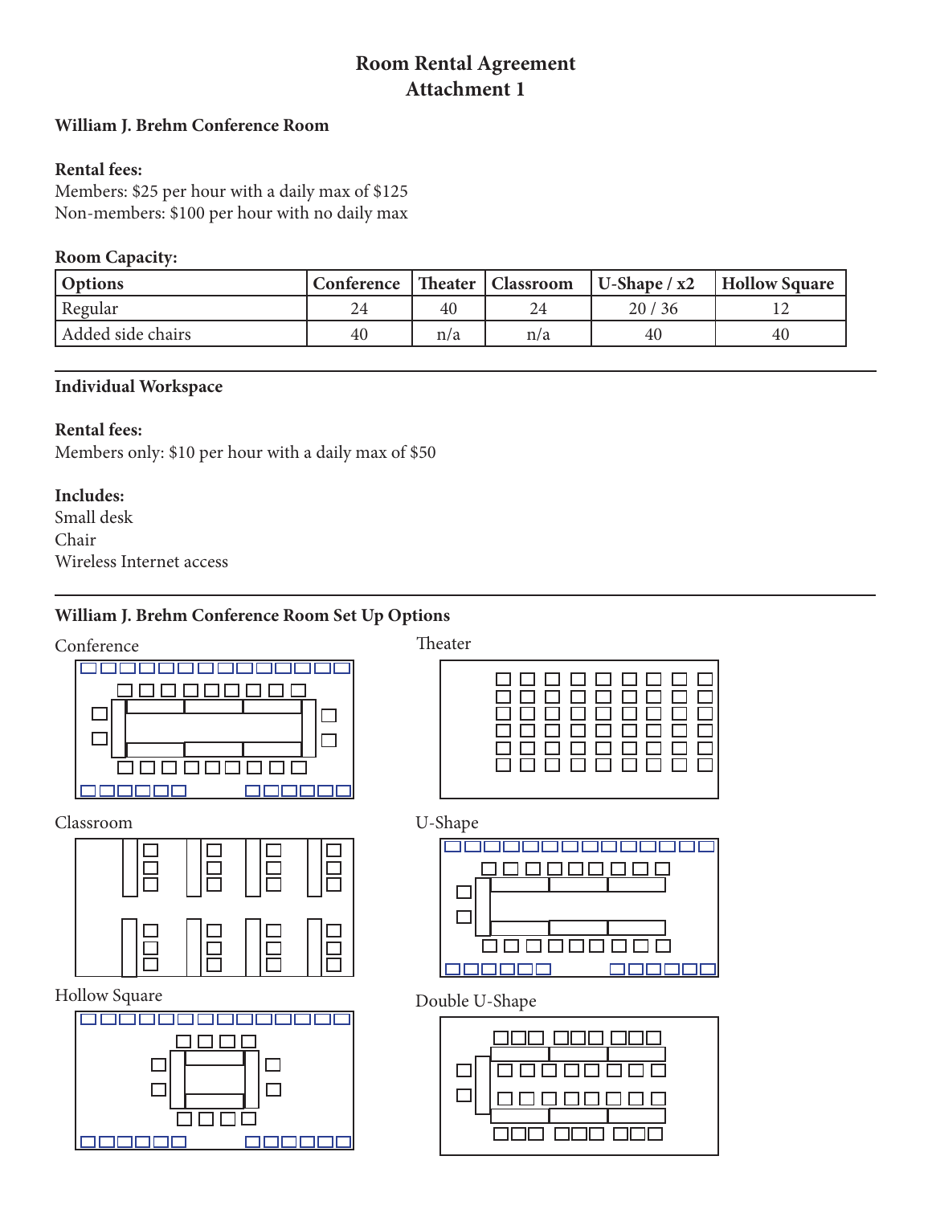# Room Rental Agreement
## Attachment 1

### William J. Brehm Conference Room

**Rental fees:**

Members: $25 per hour with a daily max of $125
Non-members: $100 per hour with no daily max

**Room Capacity:**

| Options | Conference | Theater | Classroom | U-Shape / x2 | Hollow Square |
|---|---|---|---|---|---|
| Regular | 24 | 40 | 24 | 20 / 36 | 12 |
| Added side chairs | 40 | n/a | n/a | 40 | 40 |

---

### Individual Workspace

**Rental fees:**

Members only: $10 per hour with a daily max of $50

**Includes:**

Small desk
Chair
Wireless Internet access

---

### William J. Brehm Conference Room Set Up Options

Conference

Theater

Classroom

U-Shape

Hollow Square

Double U-Shape